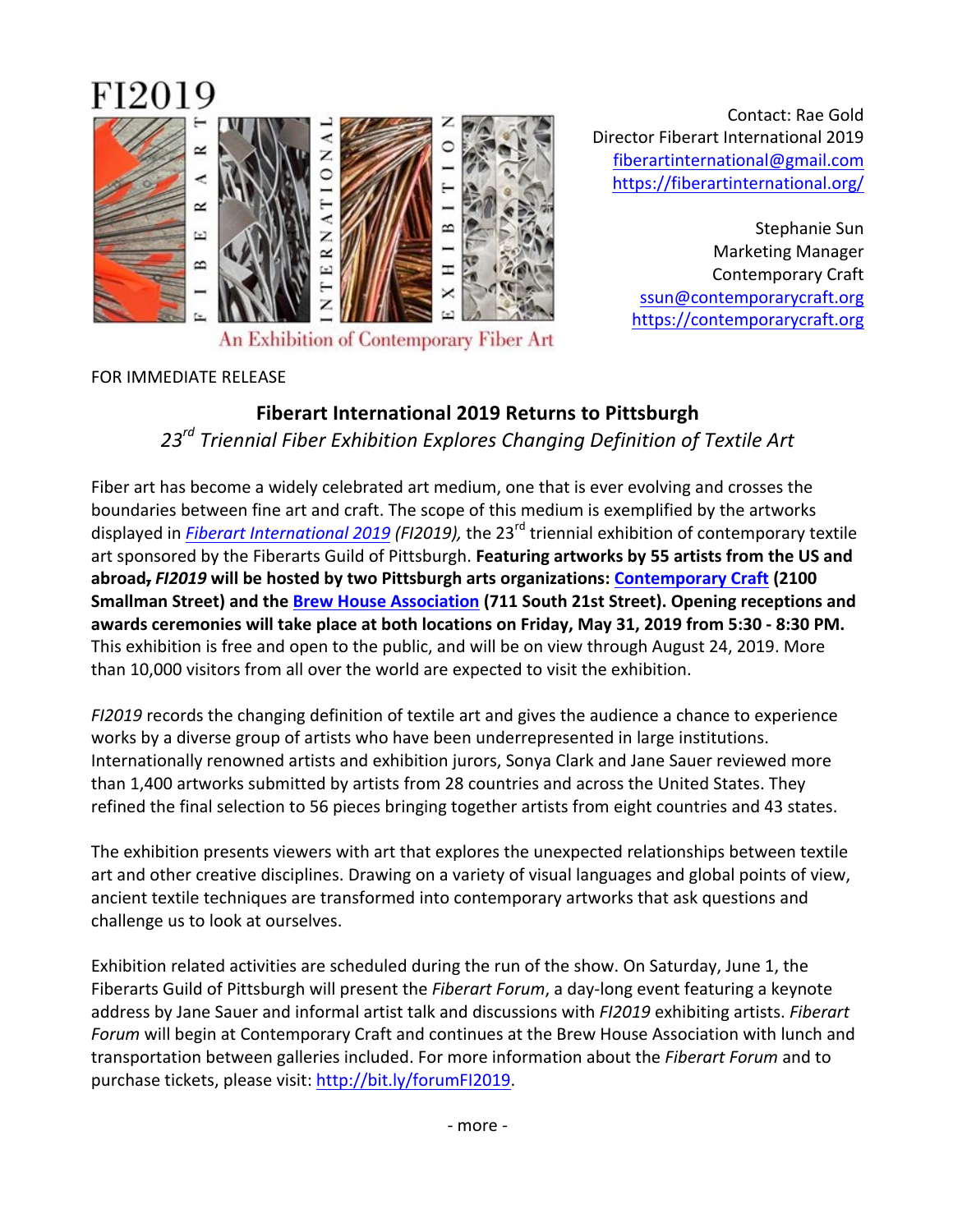FI2019

FIBERART INTERNATIONAL EXHIBITION

An Exhibition of Contemporary Fiber Art

Contact: Rae Gold
Director Fiberart International 2019
fiberartinternational@gmail.com
https://fiberartinternational.org/

Stephanie Sun
Marketing Manager
Contemporary Craft
ssun@contemporarycraft.org
https://contemporarycraft.org

FOR IMMEDIATE RELEASE

## Fiberart International 2019 Returns to Pittsburgh

*23rd Triennial Fiber Exhibition Explores Changing Definition of Textile Art*

Fiber art has become a widely celebrated art medium, one that is ever evolving and crosses the boundaries between fine art and craft. The scope of this medium is exemplified by the artworks displayed in *Fiberart International 2019* *(FI2019),* the 23rd triennial exhibition of contemporary textile art sponsored by the Fiberarts Guild of Pittsburgh. **Featuring artworks by 55 artists from the US and abroad, *FI2019* will be hosted by two Pittsburgh arts organizations: Contemporary Craft (2100 Smallman Street) and the Brew House Association (711 South 21st Street). Opening receptions and awards ceremonies will take place at both locations on Friday, May 31, 2019 from 5:30 - 8:30 PM.** This exhibition is free and open to the public, and will be on view through August 24, 2019. More than 10,000 visitors from all over the world are expected to visit the exhibition.

*FI2019* records the changing definition of textile art and gives the audience a chance to experience works by a diverse group of artists who have been underrepresented in large institutions. Internationally renowned artists and exhibition jurors, Sonya Clark and Jane Sauer reviewed more than 1,400 artworks submitted by artists from 28 countries and across the United States. They refined the final selection to 56 pieces bringing together artists from eight countries and 43 states.

The exhibition presents viewers with art that explores the unexpected relationships between textile art and other creative disciplines. Drawing on a variety of visual languages and global points of view, ancient textile techniques are transformed into contemporary artworks that ask questions and challenge us to look at ourselves.

Exhibition related activities are scheduled during the run of the show. On Saturday, June 1, the Fiberarts Guild of Pittsburgh will present the *Fiberart Forum*, a day-long event featuring a keynote address by Jane Sauer and informal artist talk and discussions with *FI2019* exhibiting artists. *Fiberart Forum* will begin at Contemporary Craft and continues at the Brew House Association with lunch and transportation between galleries included. For more information about the *Fiberart Forum* and to purchase tickets, please visit: http://bit.ly/forumFI2019.

- more -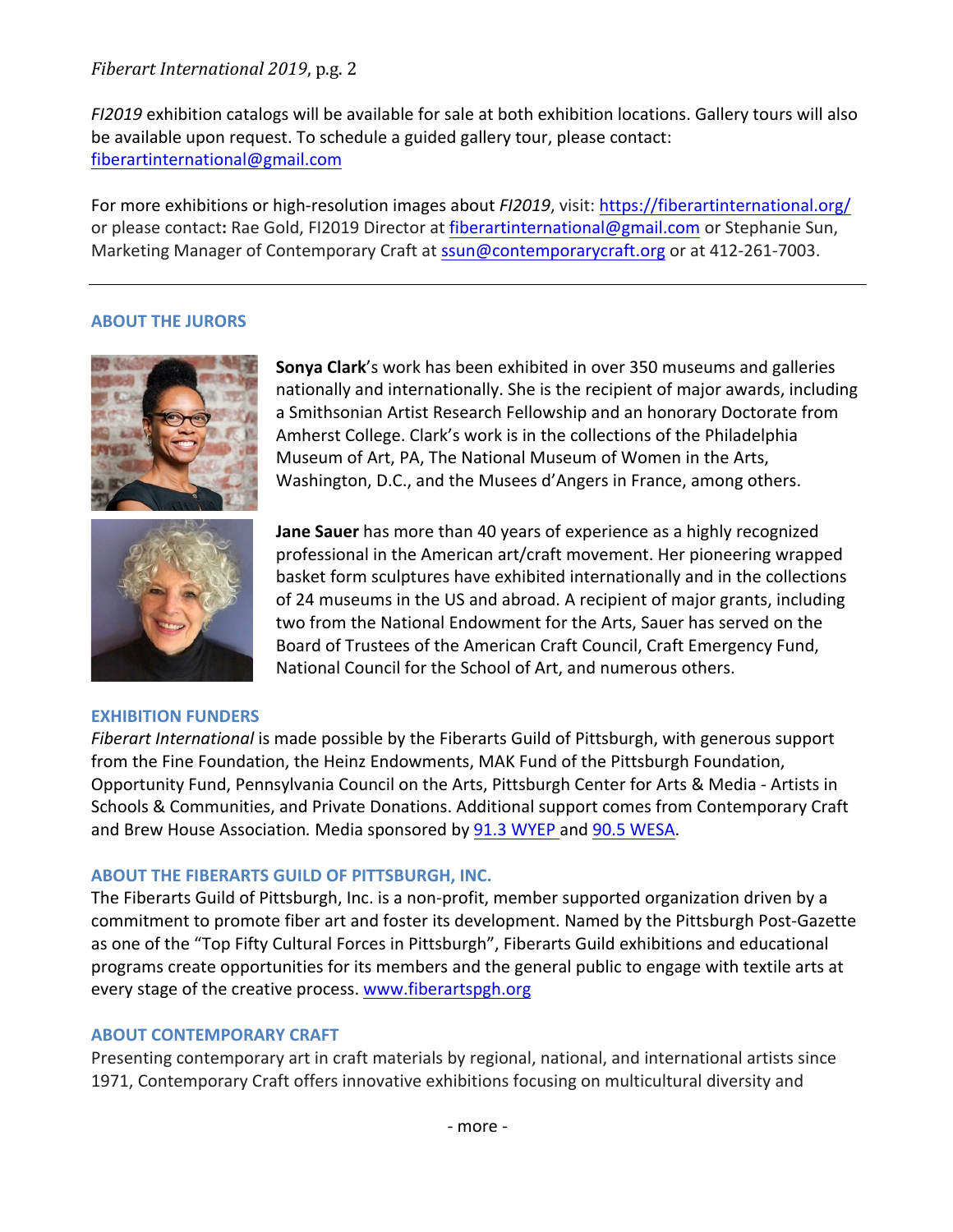*FI2019* exhibition catalogs will be available for sale at both exhibition locations. Gallery tours will also be available upon request. To schedule a guided gallery tour, please contact: fiberartinternational@gmail.com

For more exhibitions or high-resolution images about *FI2019*, visit: https://fiberartinternational.org/ or please contact**:** Rae Gold, FI2019 Director at fiberartinternational@gmail.com or Stephanie Sun, Marketing Manager of Contemporary Craft at ssun@contemporarycraft.org or at 412-261-7003.

---

## ABOUT THE JURORS

**Sonya Clark**'s work has been exhibited in over 350 museums and galleries nationally and internationally. She is the recipient of major awards, including a Smithsonian Artist Research Fellowship and an honorary Doctorate from Amherst College. Clark's work is in the collections of the Philadelphia Museum of Art, PA, The National Museum of Women in the Arts, Washington, D.C., and the Musees d'Angers in France, among others.

**Jane Sauer** has more than 40 years of experience as a highly recognized professional in the American art/craft movement. Her pioneering wrapped basket form sculptures have exhibited internationally and in the collections of 24 museums in the US and abroad. A recipient of major grants, including two from the National Endowment for the Arts, Sauer has served on the Board of Trustees of the American Craft Council, Craft Emergency Fund, National Council for the School of Art, and numerous others.

## EXHIBITION FUNDERS

*Fiberart International* is made possible by the Fiberarts Guild of Pittsburgh, with generous support from the Fine Foundation, the Heinz Endowments, MAK Fund of the Pittsburgh Foundation, Opportunity Fund, Pennsylvania Council on the Arts, Pittsburgh Center for Arts & Media - Artists in Schools & Communities, and Private Donations. Additional support comes from Contemporary Craft and Brew House Association*.* Media sponsored by 91.3 WYEP and 90.5 WESA.

## ABOUT THE FIBERARTS GUILD OF PITTSBURGH, INC.

The Fiberarts Guild of Pittsburgh, Inc. is a non-profit, member supported organization driven by a commitment to promote fiber art and foster its development. Named by the Pittsburgh Post-Gazette as one of the "Top Fifty Cultural Forces in Pittsburgh", Fiberarts Guild exhibitions and educational programs create opportunities for its members and the general public to engage with textile arts at every stage of the creative process. www.fiberartspgh.org

## ABOUT CONTEMPORARY CRAFT

Presenting contemporary art in craft materials by regional, national, and international artists since 1971, Contemporary Craft offers innovative exhibitions focusing on multicultural diversity and

- more -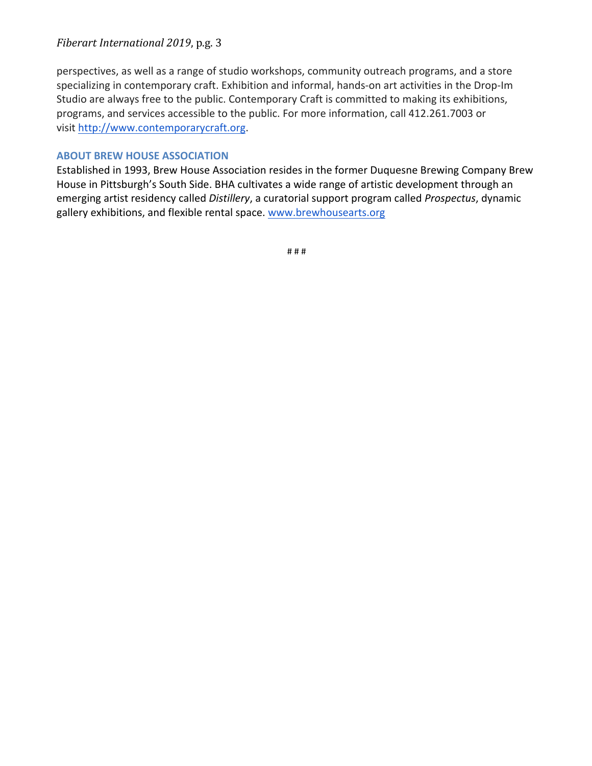perspectives, as well as a range of studio workshops, community outreach programs, and a store specializing in contemporary craft. Exhibition and informal, hands-on art activities in the Drop-Im Studio are always free to the public. Contemporary Craft is committed to making its exhibitions, programs, and services accessible to the public. For more information, call 412.261.7003 or visit [http://www.contemporarycraft.org](http://www.contemporarycraft.org).

### ABOUT BREW HOUSE ASSOCIATION

Established in 1993, Brew House Association resides in the former Duquesne Brewing Company Brew House in Pittsburgh's South Side. BHA cultivates a wide range of artistic development through an emerging artist residency called *Distillery*, a curatorial support program called *Prospectus*, dynamic gallery exhibitions, and flexible rental space. [www.brewhousearts.org](http://www.brewhousearts.org)

# # #